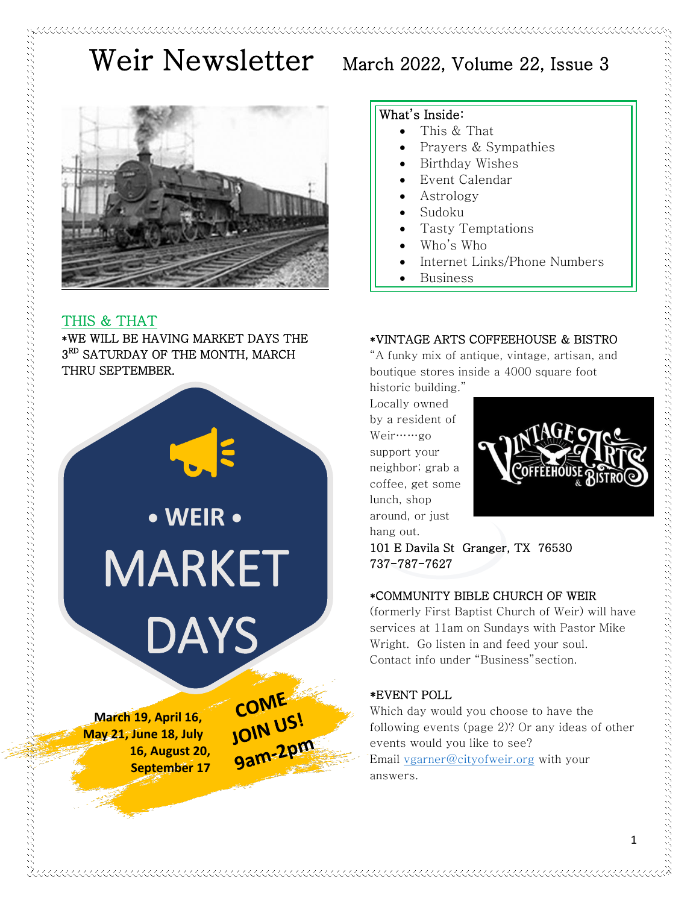# Weir Newsletter

March 2022, Volume 22, Issue 3

What's Inside:

- This & That
- Prayers & Sympathies
- Birthday Wishes
- Event Calendar
- Astrology
- Sudoku
- Tasty Temptations
- Who's Who
- Internet Links/Phone Numbers
- Business

## THIS & THAT

*WE WILL BE HAVING MARKET DAYS THE 3RD SATURDAY OF THE MONTH, MARCH THRU SEPTEMBER.

• WEIR •

MARKET DAYS

March 19, April 16, May 21, June 18, July 16, August 20, September 17

COME JOIN US! 9am-2pm

*VINTAGE ARTS COFFEEHOUSE & BISTRO

"A funky mix of antique, vintage, artisan, and boutique stores inside a 4000 square foot historic building."

Locally owned by a resident of Weir……go support your neighbor; grab a coffee, get some lunch, shop around, or just hang out.

101 E Davila St Granger, TX 76530
737-787-7627

*COMMUNITY BIBLE CHURCH OF WEIR

(formerly First Baptist Church of Weir) will have services at 11am on Sundays with Pastor Mike Wright. Go listen in and feed your soul. Contact info under "Business" section.

*EVENT POLL

Which day would you choose to have the following events (page 2)? Or any ideas of other events would you like to see?

Email vgarner@cityofweir.org with your answers.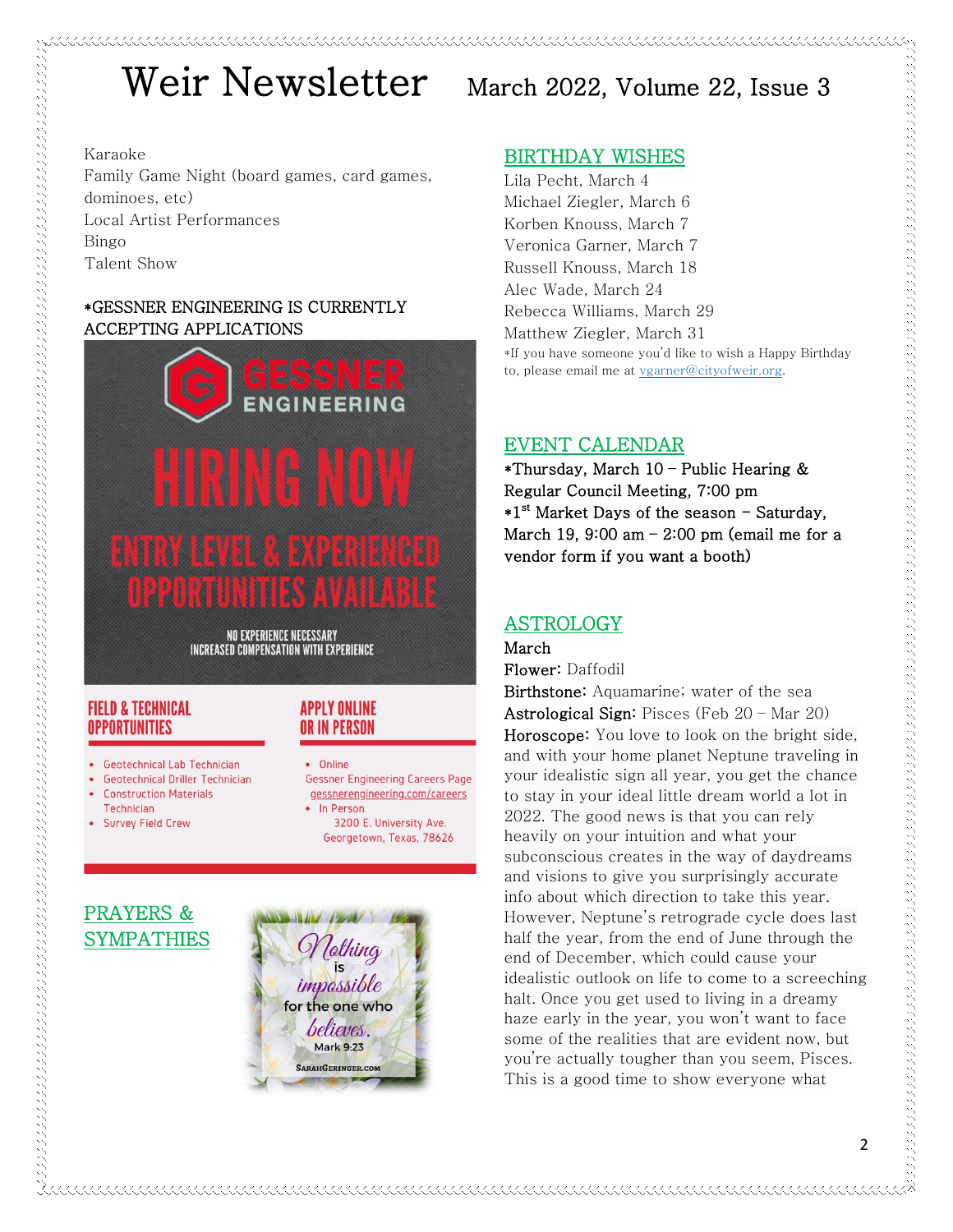# Weir Newsletter March 2022, Volume 22, Issue 3

Karaoke
Family Game Night (board games, card games, dominoes, etc)
Local Artist Performances
Bingo
Talent Show

*GESSNER ENGINEERING IS CURRENTLY ACCEPTING APPLICATIONS

GESSNER ENGINEERING

HIRING NOW

ENTRY LEVEL & EXPERIENCED OPPORTUNITIES AVAILABLE

NO EXPERIENCE NECESSARY
INCREASED COMPENSATION WITH EXPERIENCE

**FIELD & TECHNICAL OPPORTUNITIES**

- Geotechnical Lab Technician
- Geotechnical Driller Technician
- Construction Materials Technician
- Survey Field Crew

**APPLY ONLINE OR IN PERSON**

- Online
  Gessner Engineering Careers Page
  gessnerengineering.com/careers
- In Person
  3200 E. University Ave.
  Georgetown, Texas, 78626

## PRAYERS & SYMPATHIES

Nothing is impossible for the one who believes. Mark 9:23
SARAHGERINGER.COM

## BIRTHDAY WISHES

Lila Pecht, March 4
Michael Ziegler, March 6
Korben Knouss, March 7
Veronica Garner, March 7
Russell Knouss, March 18
Alec Wade, March 24
Rebecca Williams, March 29
Matthew Ziegler, March 31
*If you have someone you'd like to wish a Happy Birthday to, please email me at vgarner@cityofweir.org.

## EVENT CALENDAR

**\*Thursday, March 10 – Public Hearing & Regular Council Meeting, 7:00 pm**
**\*1st Market Days of the season – Saturday, March 19, 9:00 am – 2:00 pm (email me for a vendor form if you want a booth)**

## ASTROLOGY

**March**
**Flower:** Daffodil
**Birthstone:** Aquamarine; water of the sea
**Astrological Sign:** Pisces (Feb 20 – Mar 20)
**Horoscope:** You love to look on the bright side, and with your home planet Neptune traveling in your idealistic sign all year, you get the chance to stay in your ideal little dream world a lot in 2022. The good news is that you can rely heavily on your intuition and what your subconscious creates in the way of daydreams and visions to give you surprisingly accurate info about which direction to take this year. However, Neptune's retrograde cycle does last half the year, from the end of June through the end of December, which could cause your idealistic outlook on life to come to a screeching halt. Once you get used to living in a dreamy haze early in the year, you won't want to face some of the realities that are evident now, but you're actually tougher than you seem, Pisces. This is a good time to show everyone what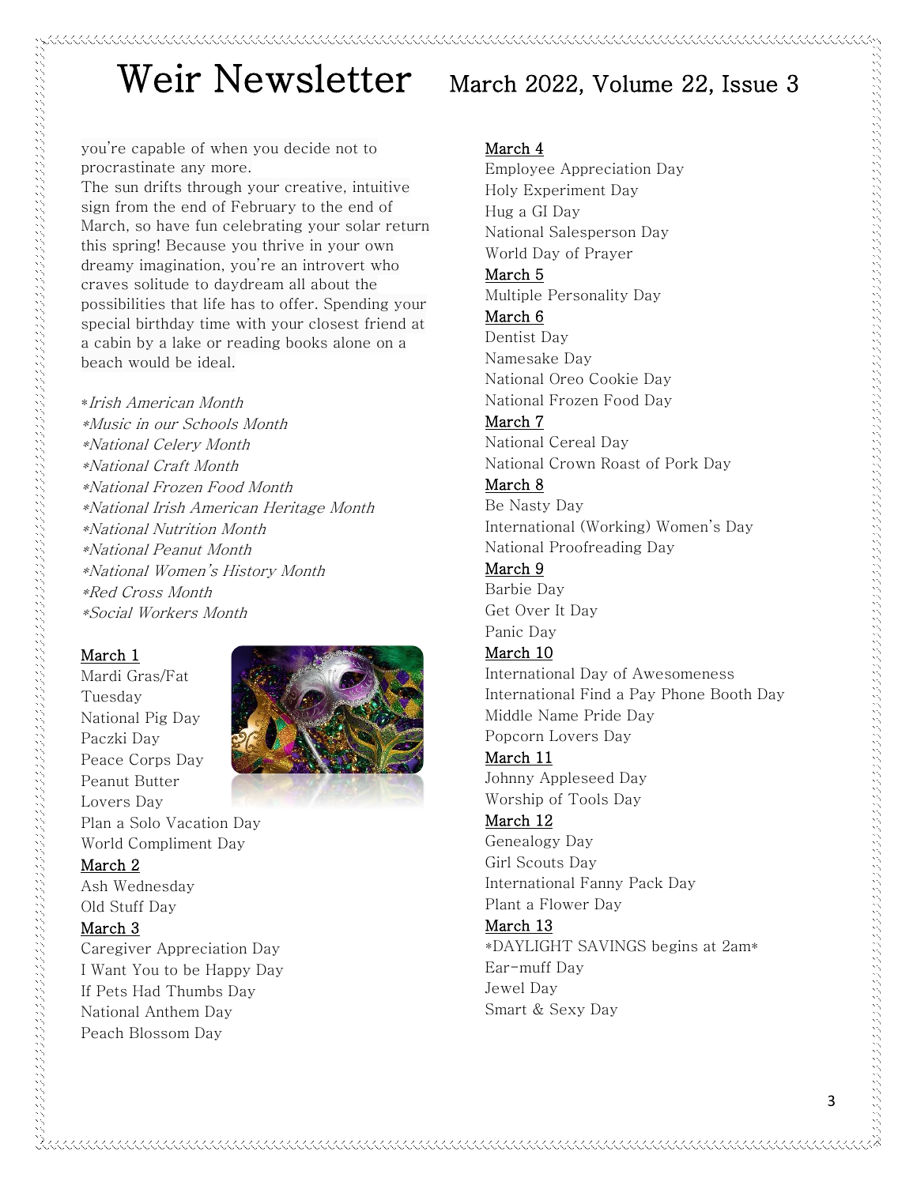you're capable of when you decide not to procrastinate any more.

The sun drifts through your creative, intuitive sign from the end of February to the end of March, so have fun celebrating your solar return this spring! Because you thrive in your own dreamy imagination, you're an introvert who craves solitude to daydream all about the possibilities that life has to offer. Spending your special birthday time with your closest friend at a cabin by a lake or reading books alone on a beach would be ideal.

*\*Irish American Month*
*\*Music in our Schools Month*
*\*National Celery Month*
*\*National Craft Month*
*\*National Frozen Food Month*
*\*National Irish American Heritage Month*
*\*National Nutrition Month*
*\*National Peanut Month*
*\*National Women's History Month*
*\*Red Cross Month*
*\*Social Workers Month*

<u>March 1</u>
Mardi Gras/Fat Tuesday
National Pig Day
Paczki Day
Peace Corps Day
Peanut Butter Lovers Day
Plan a Solo Vacation Day
World Compliment Day

<u>March 2</u>
Ash Wednesday
Old Stuff Day

<u>March 3</u>
Caregiver Appreciation Day
I Want You to be Happy Day
If Pets Had Thumbs Day
National Anthem Day
Peach Blossom Day

<u>March 4</u>
Employee Appreciation Day
Holy Experiment Day
Hug a GI Day
National Salesperson Day
World Day of Prayer

<u>March 5</u>
Multiple Personality Day

<u>March 6</u>
Dentist Day
Namesake Day
National Oreo Cookie Day
National Frozen Food Day

<u>March 7</u>
National Cereal Day
National Crown Roast of Pork Day

<u>March 8</u>
Be Nasty Day
International (Working) Women's Day
National Proofreading Day

<u>March 9</u>
Barbie Day
Get Over It Day
Panic Day

<u>March 10</u>
International Day of Awesomeness
International Find a Pay Phone Booth Day
Middle Name Pride Day
Popcorn Lovers Day

<u>March 11</u>
Johnny Appleseed Day
Worship of Tools Day

<u>March 12</u>
Genealogy Day
Girl Scouts Day
International Fanny Pack Day
Plant a Flower Day

<u>March 13</u>
*DAYLIGHT SAVINGS begins at 2am*
Ear-muff Day
Jewel Day
Smart & Sexy Day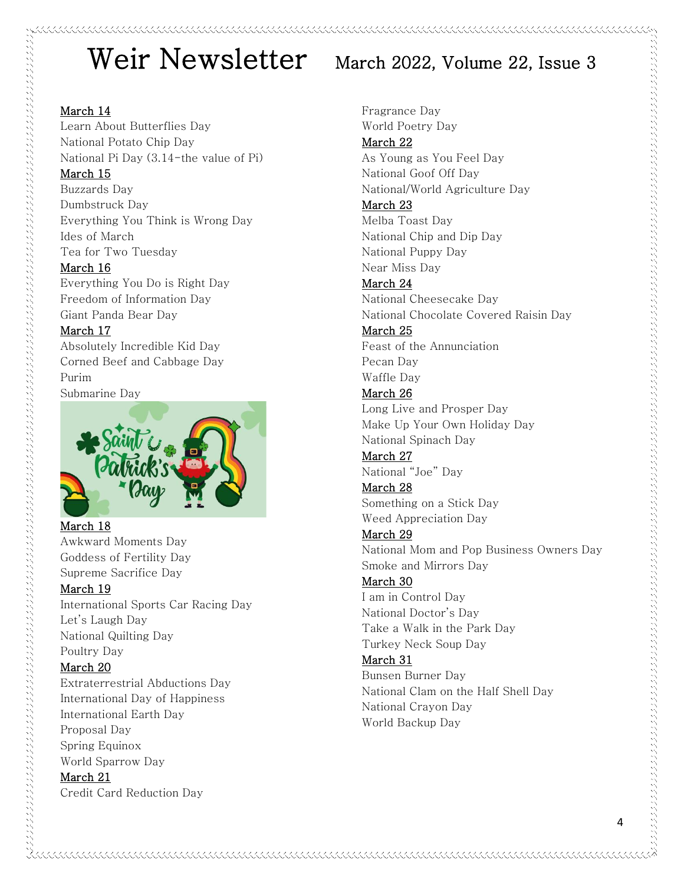# Weir Newsletter

March 2022, Volume 22, Issue 3

<u>March 14</u>
Learn About Butterflies Day
National Potato Chip Day
National Pi Day (3.14-the value of Pi)

<u>March 15</u>
Buzzards Day
Dumbstruck Day
Everything You Think is Wrong Day
Ides of March
Tea for Two Tuesday

<u>March 16</u>
Everything You Do is Right Day
Freedom of Information Day
Giant Panda Bear Day

<u>March 17</u>
Absolutely Incredible Kid Day
Corned Beef and Cabbage Day
Purim
Submarine Day

<u>March 18</u>
Awkward Moments Day
Goddess of Fertility Day
Supreme Sacrifice Day

<u>March 19</u>
International Sports Car Racing Day
Let's Laugh Day
National Quilting Day
Poultry Day

<u>March 20</u>
Extraterrestrial Abductions Day
International Day of Happiness
International Earth Day
Proposal Day
Spring Equinox
World Sparrow Day

<u>March 21</u>
Credit Card Reduction Day
Fragrance Day
World Poetry Day

<u>March 22</u>
As Young as You Feel Day
National Goof Off Day
National/World Agriculture Day

<u>March 23</u>
Melba Toast Day
National Chip and Dip Day
National Puppy Day
Near Miss Day

<u>March 24</u>
National Cheesecake Day
National Chocolate Covered Raisin Day

<u>March 25</u>
Feast of the Annunciation
Pecan Day
Waffle Day

<u>March 26</u>
Long Live and Prosper Day
Make Up Your Own Holiday Day
National Spinach Day

<u>March 27</u>
National "Joe" Day

<u>March 28</u>
Something on a Stick Day
Weed Appreciation Day

<u>March 29</u>
National Mom and Pop Business Owners Day
Smoke and Mirrors Day

<u>March 30</u>
I am in Control Day
National Doctor's Day
Take a Walk in the Park Day
Turkey Neck Soup Day

<u>March 31</u>
Bunsen Burner Day
National Clam on the Half Shell Day
National Crayon Day
World Backup Day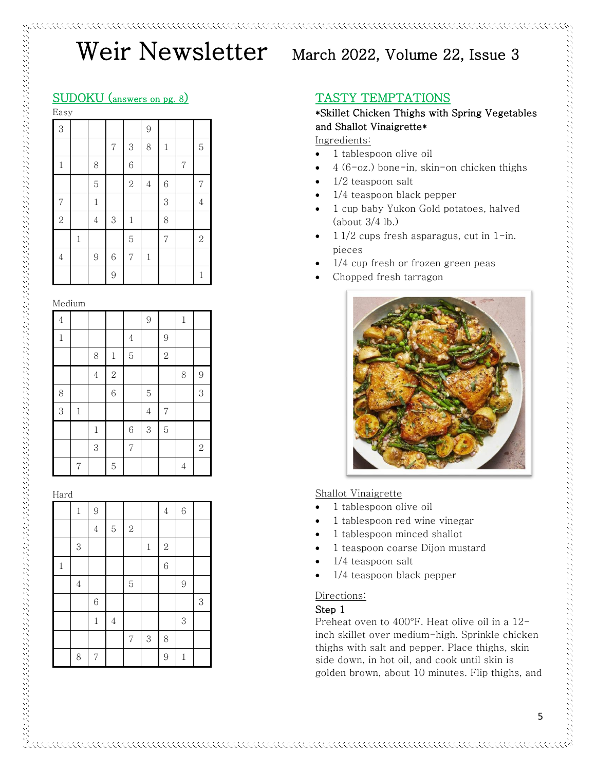# Weir Newsletter

March 2022, Volume 22, Issue 3

## SUDOKU (answers on pg. 8)

Easy

| | | | | | | | | |
|---|---|---|---|---|---|---|---|---|
| 3 | | | | | 9 | | | |
| | | | 7 | 3 | 8 | 1 | | 5 |
| 1 | | 8 | | 6 | | | 7 | |
| | | 5 | | 2 | 4 | 6 | | 7 |
| 7 | | 1 | | | | 3 | | 4 |
| 2 | | 4 | 3 | 1 | | 8 | | |
| | 1 | | | 5 | | 7 | | 2 |
| 4 | | 9 | 6 | 7 | 1 | | | |
| | | | 9 | | | | | 1 |

Medium

| | | | | | | | | |
|---|---|---|---|---|---|---|---|---|
| 4 | | | | | 9 | | 1 | |
| 1 | | | | 4 | | 9 | | |
| | | 8 | 1 | 5 | | 2 | | |
| | | 4 | 2 | | | | 8 | 9 |
| 8 | | | 6 | | 5 | | | 3 |
| 3 | 1 | | | | 4 | 7 | | |
| | | 1 | | 6 | 3 | 5 | | |
| | | 3 | | 7 | | | | 2 |
| | 7 | | 5 | | | | 4 | |

Hard

| | | | | | | | | |
|---|---|---|---|---|---|---|---|---|
| | 1 | 9 | | | | 4 | 6 | |
| | | 4 | 5 | 2 | | | | |
| | 3 | | | | 1 | 2 | | |
| 1 | | | | | | 6 | | |
| | 4 | | | 5 | | | 9 | |
| | | 6 | | | | | | 3 |
| | | 1 | 4 | | | | 3 | |
| | | | | 7 | 3 | 8 | | |
| | 8 | 7 | | | | 9 | 1 | |

## TASTY TEMPTATIONS

**\*Skillet Chicken Thighs with Spring Vegetables and Shallot Vinaigrette\***

Ingredients:

- 1 tablespoon olive oil
- 4 (6-oz.) bone-in, skin-on chicken thighs
- 1/2 teaspoon salt
- 1/4 teaspoon black pepper
- 1 cup baby Yukon Gold potatoes, halved (about 3/4 lb.)
- 1 1/2 cups fresh asparagus, cut in 1-in. pieces
- 1/4 cup fresh or frozen green peas
- Chopped fresh tarragon

Shallot Vinaigrette

- 1 tablespoon olive oil
- 1 tablespoon red wine vinegar
- 1 tablespoon minced shallot
- 1 teaspoon coarse Dijon mustard
- 1/4 teaspoon salt
- 1/4 teaspoon black pepper

Directions:

**Step 1**

Preheat oven to 400°F. Heat olive oil in a 12-inch skillet over medium-high. Sprinkle chicken thighs with salt and pepper. Place thighs, skin side down, in hot oil, and cook until skin is golden brown, about 10 minutes. Flip thighs, and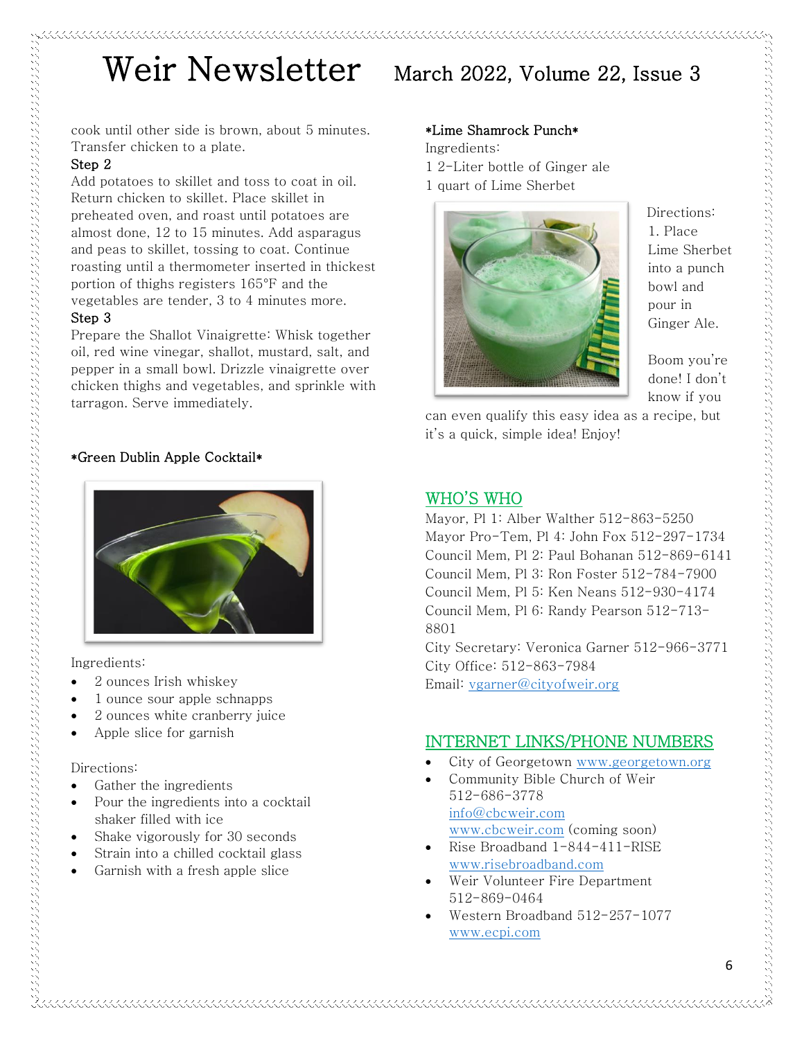cook until other side is brown, about 5 minutes. Transfer chicken to a plate.

Step 2

Add potatoes to skillet and toss to coat in oil. Return chicken to skillet. Place skillet in preheated oven, and roast until potatoes are almost done, 12 to 15 minutes. Add asparagus and peas to skillet, tossing to coat. Continue roasting until a thermometer inserted in thickest portion of thighs registers 165°F and the vegetables are tender, 3 to 4 minutes more.

Step 3

Prepare the Shallot Vinaigrette: Whisk together oil, red wine vinegar, shallot, mustard, salt, and pepper in a small bowl. Drizzle vinaigrette over chicken thighs and vegetables, and sprinkle with tarragon. Serve immediately.

*Green Dublin Apple Cocktail*

Ingredients:

- 2 ounces Irish whiskey
- 1 ounce sour apple schnapps
- 2 ounces white cranberry juice
- Apple slice for garnish

Directions:

- Gather the ingredients
- Pour the ingredients into a cocktail shaker filled with ice
- Shake vigorously for 30 seconds
- Strain into a chilled cocktail glass
- Garnish with a fresh apple slice

*Lime Shamrock Punch*

Ingredients:

1 2-Liter bottle of Ginger ale

1 quart of Lime Sherbet

Directions:

1. Place Lime Sherbet into a punch bowl and pour in Ginger Ale.

Boom you're done! I don't know if you can even qualify this easy idea as a recipe, but it's a quick, simple idea! Enjoy!

## WHO'S WHO

Mayor, Pl 1: Alber Walther 512-863-5250

Mayor Pro-Tem, Pl 4: John Fox 512-297-1734

Council Mem, Pl 2: Paul Bohanan 512-869-6141

Council Mem, Pl 3: Ron Foster 512-784-7900

Council Mem, Pl 5: Ken Neans 512-930-4174

Council Mem, Pl 6: Randy Pearson 512-713-8801

City Secretary: Veronica Garner 512-966-3771

City Office: 512-863-7984

Email: vgarner@cityofweir.org

## INTERNET LINKS/PHONE NUMBERS

- City of Georgetown www.georgetown.org
- Community Bible Church of Weir 512-686-3778 info@cbcweir.com www.cbcweir.com (coming soon)
- Rise Broadband 1-844-411-RISE www.risebroadband.com
- Weir Volunteer Fire Department 512-869-0464
- Western Broadband 512-257-1077 www.ecpi.com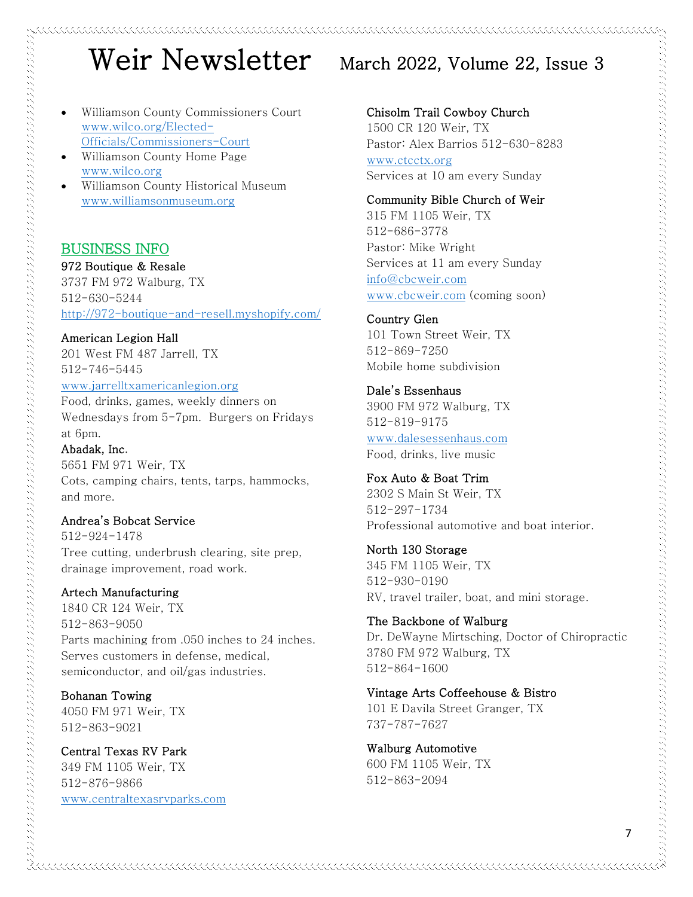- Williamson County Commissioners Court [www.wilco.org/Elected-Officials/Commissioners-Court](www.wilco.org/Elected-Officials/Commissioners-Court)
- Williamson County Home Page [www.wilco.org](www.wilco.org)
- Williamson County Historical Museum [www.williamsonmuseum.org](www.williamsonmuseum.org)

## BUSINESS INFO

**972 Boutique & Resale**
3737 FM 972 Walburg, TX
512-630-5244
http://972-boutique-and-resell.myshopify.com/

**American Legion Hall**
201 West FM 487 Jarrell, TX
512-746-5445
www.jarrelltxamericanlegion.org
Food, drinks, games, weekly dinners on Wednesdays from 5-7pm. Burgers on Fridays at 6pm.

**Abadak, Inc.**
5651 FM 971 Weir, TX
Cots, camping chairs, tents, tarps, hammocks, and more.

**Andrea's Bobcat Service**
512-924-1478
Tree cutting, underbrush clearing, site prep, drainage improvement, road work.

**Artech Manufacturing**
1840 CR 124 Weir, TX
512-863-9050
Parts machining from .050 inches to 24 inches. Serves customers in defense, medical, semiconductor, and oil/gas industries.

**Bohanan Towing**
4050 FM 971 Weir, TX
512-863-9021

**Central Texas RV Park**
349 FM 1105 Weir, TX
512-876-9866
www.centraltexasrvparks.com

**Chisolm Trail Cowboy Church**
1500 CR 120 Weir, TX
Pastor: Alex Barrios 512-630-8283
www.ctcctx.org
Services at 10 am every Sunday

**Community Bible Church of Weir**
315 FM 1105 Weir, TX
512-686-3778
Pastor: Mike Wright
Services at 11 am every Sunday
info@cbcweir.com
www.cbcweir.com (coming soon)

**Country Glen**
101 Town Street Weir, TX
512-869-7250
Mobile home subdivision

**Dale's Essenhaus**
3900 FM 972 Walburg, TX
512-819-9175
www.dalesessenhaus.com
Food, drinks, live music

**Fox Auto & Boat Trim**
2302 S Main St Weir, TX
512-297-1734
Professional automotive and boat interior.

**North 130 Storage**
345 FM 1105 Weir, TX
512-930-0190
RV, travel trailer, boat, and mini storage.

**The Backbone of Walburg**
Dr. DeWayne Mirtsching, Doctor of Chiropractic
3780 FM 972 Walburg, TX
512-864-1600

**Vintage Arts Coffeehouse & Bistro**
101 E Davila Street Granger, TX
737-787-7627

**Walburg Automotive**
600 FM 1105 Weir, TX
512-863-2094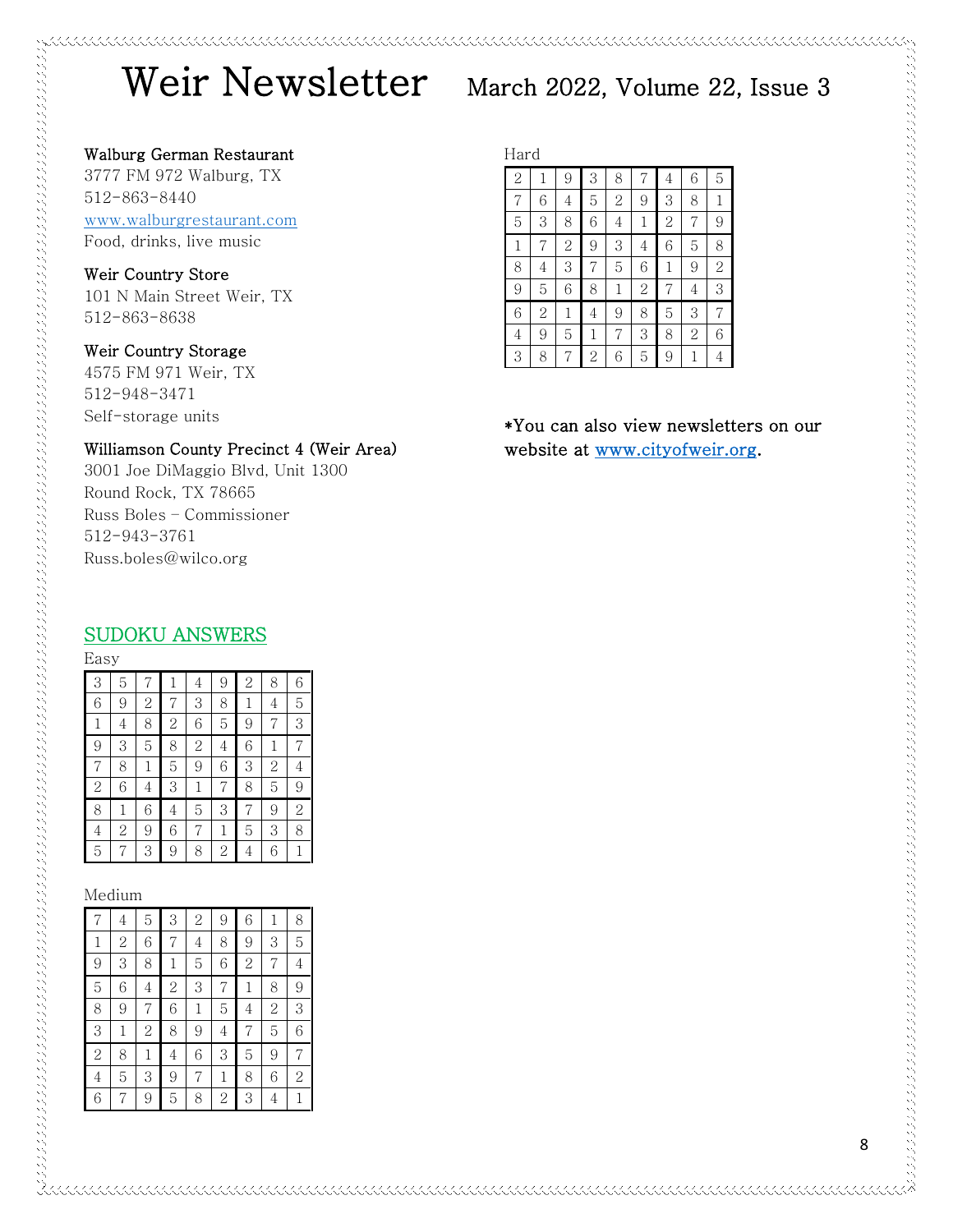# Weir Newsletter

March 2022, Volume 22, Issue 3

**Walburg German Restaurant**
3777 FM 972 Walburg, TX
512-863-8440
[www.walburgrestaurant.com](http://www.walburgrestaurant.com)
Food, drinks, live music

**Weir Country Store**
101 N Main Street Weir, TX
512-863-8638

**Weir Country Storage**
4575 FM 971 Weir, TX
512-948-3471
Self-storage units

**Williamson County Precinct 4 (Weir Area)**
3001 Joe DiMaggio Blvd, Unit 1300
Round Rock, TX 78665
Russ Boles – Commissioner
512-943-3761
Russ.boles@wilco.org

## SUDOKU ANSWERS

Easy

| | | | | | | | | |
|---|---|---|---|---|---|---|---|---|
| 3 | 5 | 7 | 1 | 4 | 9 | 2 | 8 | 6 |
| 6 | 9 | 2 | 7 | 3 | 8 | 1 | 4 | 5 |
| 1 | 4 | 8 | 2 | 6 | 5 | 9 | 7 | 3 |
| 9 | 3 | 5 | 8 | 2 | 4 | 6 | 1 | 7 |
| 7 | 8 | 1 | 5 | 9 | 6 | 3 | 2 | 4 |
| 2 | 6 | 4 | 3 | 1 | 7 | 8 | 5 | 9 |
| 8 | 1 | 6 | 4 | 5 | 3 | 7 | 9 | 2 |
| 4 | 2 | 9 | 6 | 7 | 1 | 5 | 3 | 8 |
| 5 | 7 | 3 | 9 | 8 | 2 | 4 | 6 | 1 |

Medium

| | | | | | | | | |
|---|---|---|---|---|---|---|---|---|
| 7 | 4 | 5 | 3 | 2 | 9 | 6 | 1 | 8 |
| 1 | 2 | 6 | 7 | 4 | 8 | 9 | 3 | 5 |
| 9 | 3 | 8 | 1 | 5 | 6 | 2 | 7 | 4 |
| 5 | 6 | 4 | 2 | 3 | 7 | 1 | 8 | 9 |
| 8 | 9 | 7 | 6 | 1 | 5 | 4 | 2 | 3 |
| 3 | 1 | 2 | 8 | 9 | 4 | 7 | 5 | 6 |
| 2 | 8 | 1 | 4 | 6 | 3 | 5 | 9 | 7 |
| 4 | 5 | 3 | 9 | 7 | 1 | 8 | 6 | 2 |
| 6 | 7 | 9 | 5 | 8 | 2 | 3 | 4 | 1 |

Hard

| | | | | | | | | |
|---|---|---|---|---|---|---|---|---|
| 2 | 1 | 9 | 3 | 8 | 7 | 4 | 6 | 5 |
| 7 | 6 | 4 | 5 | 2 | 9 | 3 | 8 | 1 |
| 5 | 3 | 8 | 6 | 4 | 1 | 2 | 7 | 9 |
| 1 | 7 | 2 | 9 | 3 | 4 | 6 | 5 | 8 |
| 8 | 4 | 3 | 7 | 5 | 6 | 1 | 9 | 2 |
| 9 | 5 | 6 | 8 | 1 | 2 | 7 | 4 | 3 |
| 6 | 2 | 1 | 4 | 9 | 8 | 5 | 3 | 7 |
| 4 | 9 | 5 | 1 | 7 | 3 | 8 | 2 | 6 |
| 3 | 8 | 7 | 2 | 6 | 5 | 9 | 1 | 4 |

**\*You can also view newsletters on our website at [www.cityofweir.org](http://www.cityofweir.org).**